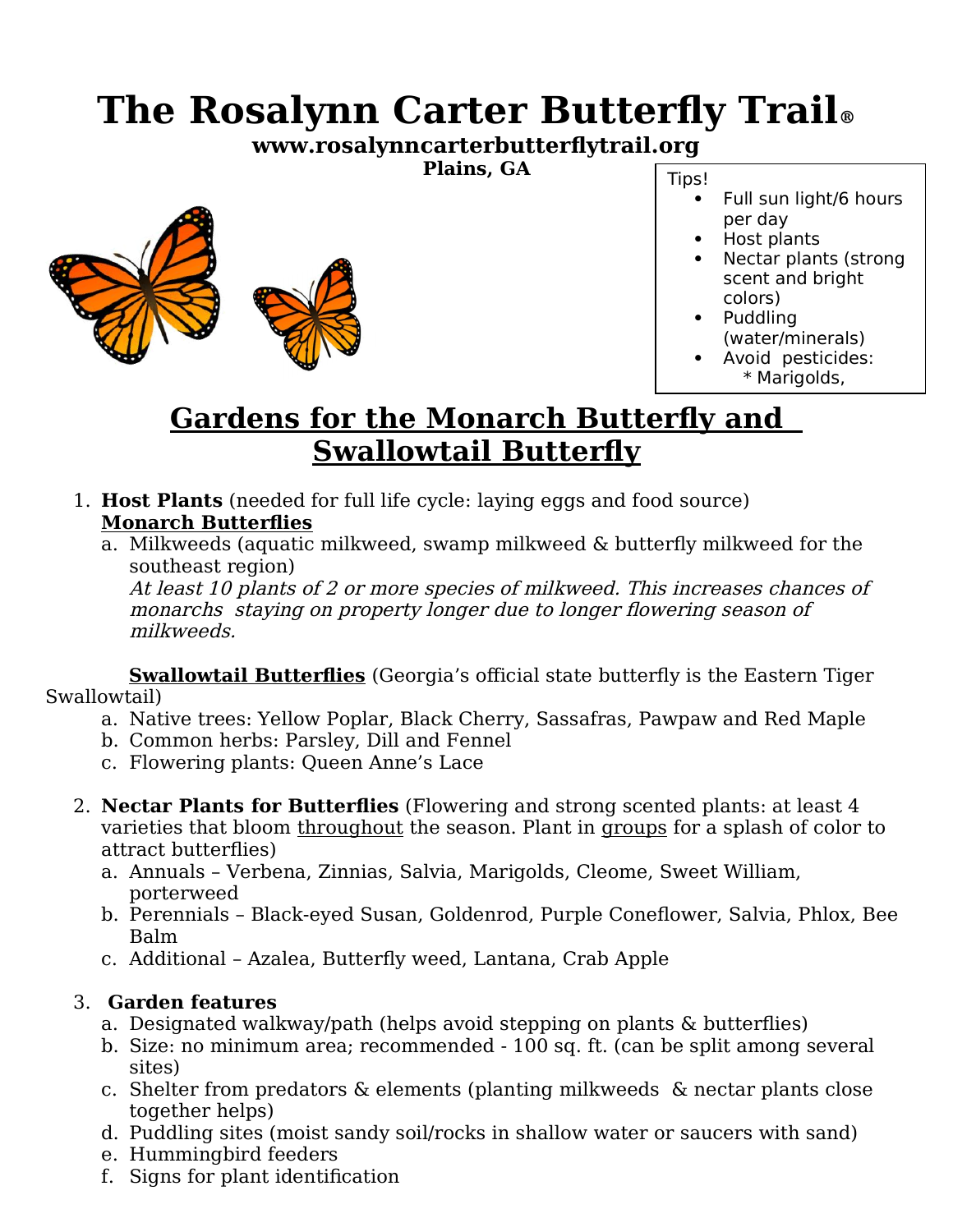# The Rosalynn Carter Butterfly Trail®

**www.rosalynncarterbutterflytrail.org**

**Plains, GA**

Tips!

- Full sun light/6 hours per day
- Host plants
- Nectar plants (strong scent and bright colors)
- Puddling (water/minerals)
- Avoid pesticides:
  * Marigolds,

## Gardens for the Monarch Butterfly and Swallowtail Butterfly

1. **Host Plants** (needed for full life cycle: laying eggs and food source)

   **Monarch Butterflies**

   a. Milkweeds (aquatic milkweed, swamp milkweed & butterfly milkweed for the southeast region)
   *At least 10 plants of 2 or more species of milkweed. This increases chances of monarchs staying on property longer due to longer flowering season of milkweeds.*

   **Swallowtail Butterflies** (Georgia's official state butterfly is the Eastern Tiger Swallowtail)

   a. Native trees: Yellow Poplar, Black Cherry, Sassafras, Pawpaw and Red Maple
   b. Common herbs: Parsley, Dill and Fennel
   c. Flowering plants: Queen Anne's Lace

2. **Nectar Plants for Butterflies** (Flowering and strong scented plants: at least 4 varieties that bloom throughout the season. Plant in groups for a splash of color to attract butterflies)
   a. Annuals – Verbena, Zinnias, Salvia, Marigolds, Cleome, Sweet William, porterweed
   b. Perennials – Black-eyed Susan, Goldenrod, Purple Coneflower, Salvia, Phlox, Bee Balm
   c. Additional – Azalea, Butterfly weed, Lantana, Crab Apple

3. **Garden features**
   a. Designated walkway/path (helps avoid stepping on plants & butterflies)
   b. Size: no minimum area; recommended - 100 sq. ft. (can be split among several sites)
   c. Shelter from predators & elements (planting milkweeds & nectar plants close together helps)
   d. Puddling sites (moist sandy soil/rocks in shallow water or saucers with sand)
   e. Hummingbird feeders
   f. Signs for plant identification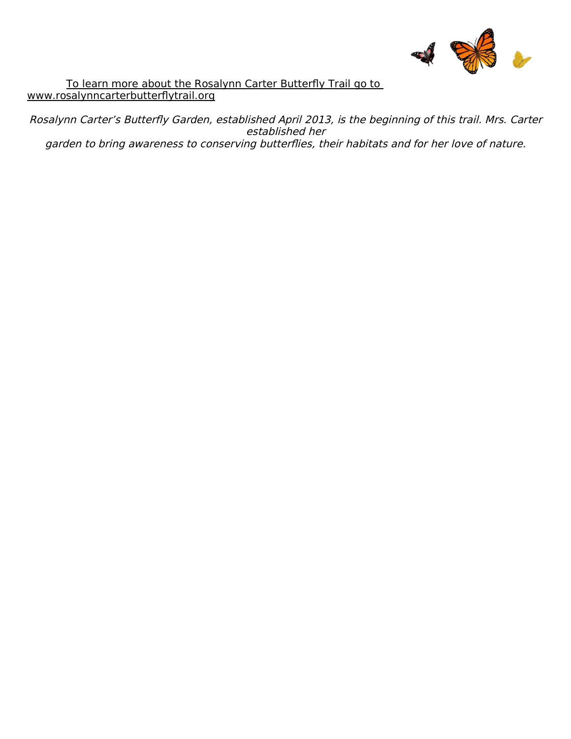To learn more about the Rosalynn Carter Butterfly Trail go to www.rosalynncarterbutterflytrail.org

*Rosalynn Carter's Butterfly Garden, established April 2013, is the beginning of this trail. Mrs. Carter established her garden to bring awareness to conserving butterflies, their habitats and for her love of nature.*